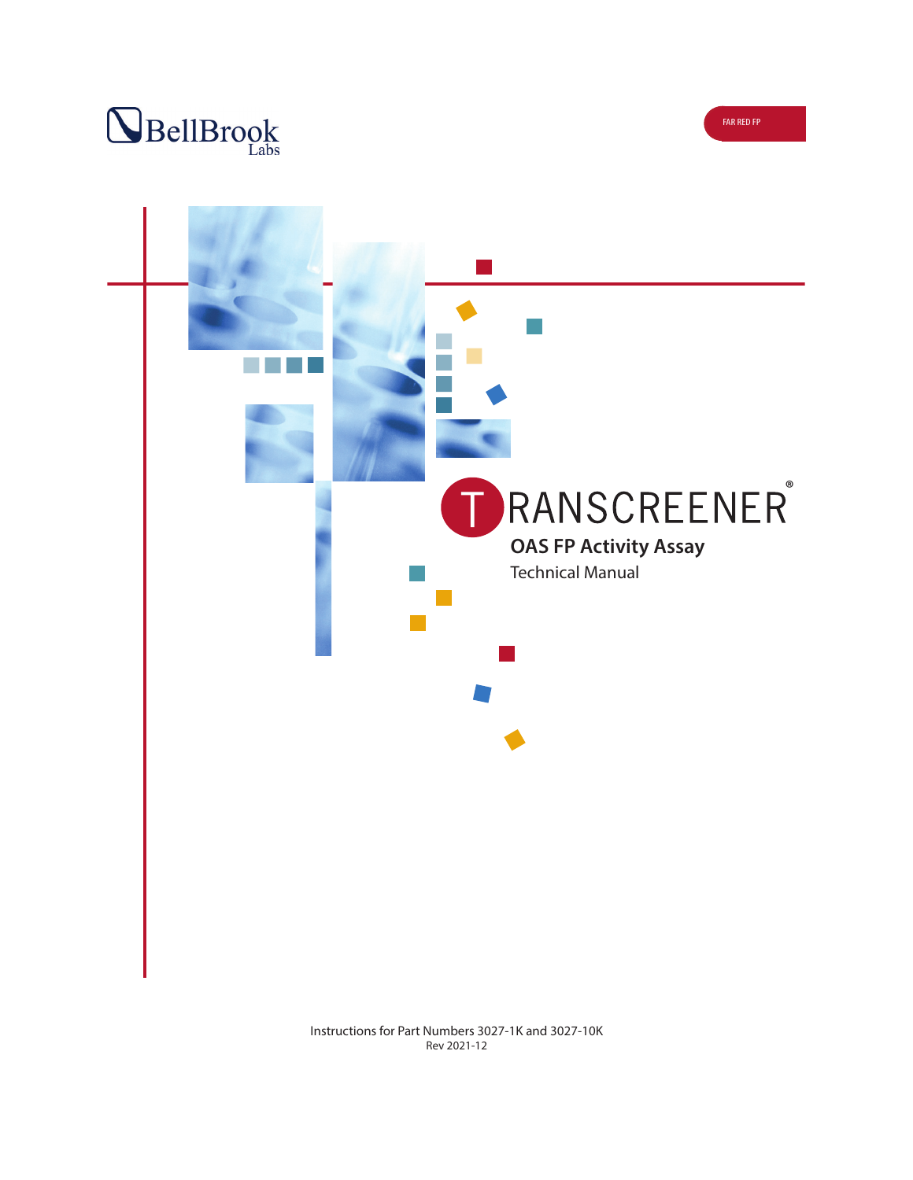BellBrook Labs

FAR RED FP

# TRANSCREENER®

## OAS FP Activity Assay

Technical Manual

Instructions for Part Numbers 3027-1K and 3027-10K

Rev 2021-12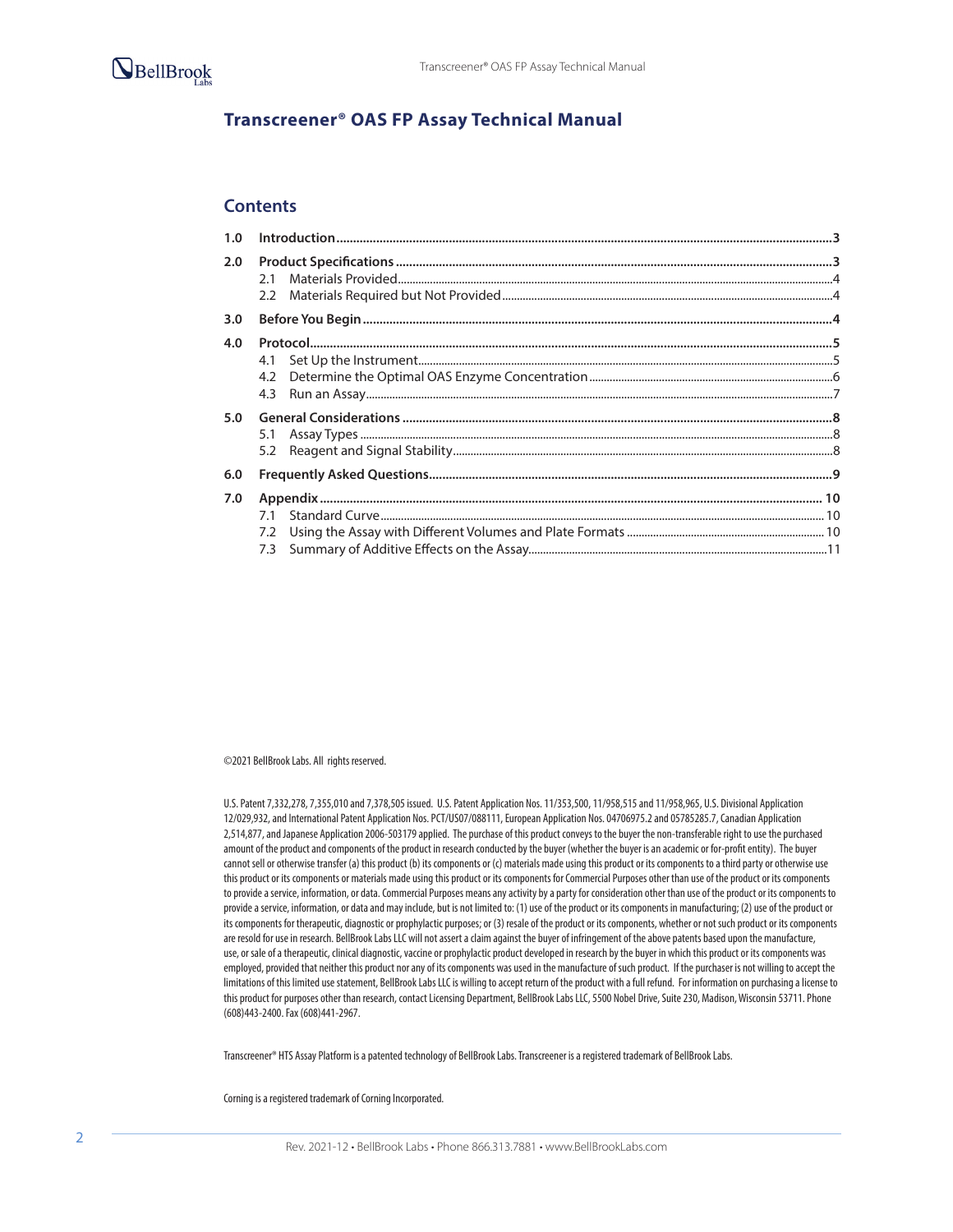# Transcreener® OAS FP Assay Technical Manual

## Contents

| | | |
|---|---|---|
| **1.0** | **Introduction** | **3** |
| **2.0** | **Product Specifications** | **3** |
| | 2.1 Materials Provided | 4 |
| | 2.2 Materials Required but Not Provided | 4 |
| **3.0** | **Before You Begin** | **4** |
| **4.0** | **Protocol** | **5** |
| | 4.1 Set Up the Instrument | 5 |
| | 4.2 Determine the Optimal OAS Enzyme Concentration | 6 |
| | 4.3 Run an Assay | 7 |
| **5.0** | **General Considerations** | **8** |
| | 5.1 Assay Types | 8 |
| | 5.2 Reagent and Signal Stability | 8 |
| **6.0** | **Frequently Asked Questions** | **9** |
| **7.0** | **Appendix** | **10** |
| | 7.1 Standard Curve | 10 |
| | 7.2 Using the Assay with Different Volumes and Plate Formats | 10 |
| | 7.3 Summary of Additive Effects on the Assay | 11 |

©2021 BellBrook Labs. All rights reserved.

U.S. Patent 7,332,278, 7,355,010 and 7,378,505 issued. U.S. Patent Application Nos. 11/353,500, 11/958,515 and 11/958,965, U.S. Divisional Application 12/029,932, and International Patent Application Nos. PCT/US07/088111, European Application Nos. 04706975.2 and 05785285.7, Canadian Application 2,514,877, and Japanese Application 2006-503179 applied. The purchase of this product conveys to the buyer the non-transferable right to use the purchased amount of the product and components of the product in research conducted by the buyer (whether the buyer is an academic or for-profit entity). The buyer cannot sell or otherwise transfer (a) this product (b) its components or (c) materials made using this product or its components to a third party or otherwise use this product or its components or materials made using this product or its components for Commercial Purposes other than use of the product or its components to provide a service, information, or data. Commercial Purposes means any activity by a party for consideration other than use of the product or its components to provide a service, information, or data and may include, but is not limited to: (1) use of the product or its components in manufacturing; (2) use of the product or its components for therapeutic, diagnostic or prophylactic purposes; or (3) resale of the product or its components, whether or not such product or its components are resold for use in research. BellBrook Labs LLC will not assert a claim against the buyer of infringement of the above patents based upon the manufacture, use, or sale of a therapeutic, clinical diagnostic, vaccine or prophylactic product developed in research by the buyer in which this product or its components was employed, provided that neither this product nor any of its components was used in the manufacture of such product. If the purchaser is not willing to accept the limitations of this limited use statement, BellBrook Labs LLC is willing to accept return of the product with a full refund. For information on purchasing a license to this product for purposes other than research, contact Licensing Department, BellBrook Labs LLC, 5500 Nobel Drive, Suite 230, Madison, Wisconsin 53711. Phone (608)443-2400. Fax (608)441-2967.

Transcreener® HTS Assay Platform is a patented technology of BellBrook Labs. Transcreener is a registered trademark of BellBrook Labs.

Corning is a registered trademark of Corning Incorporated.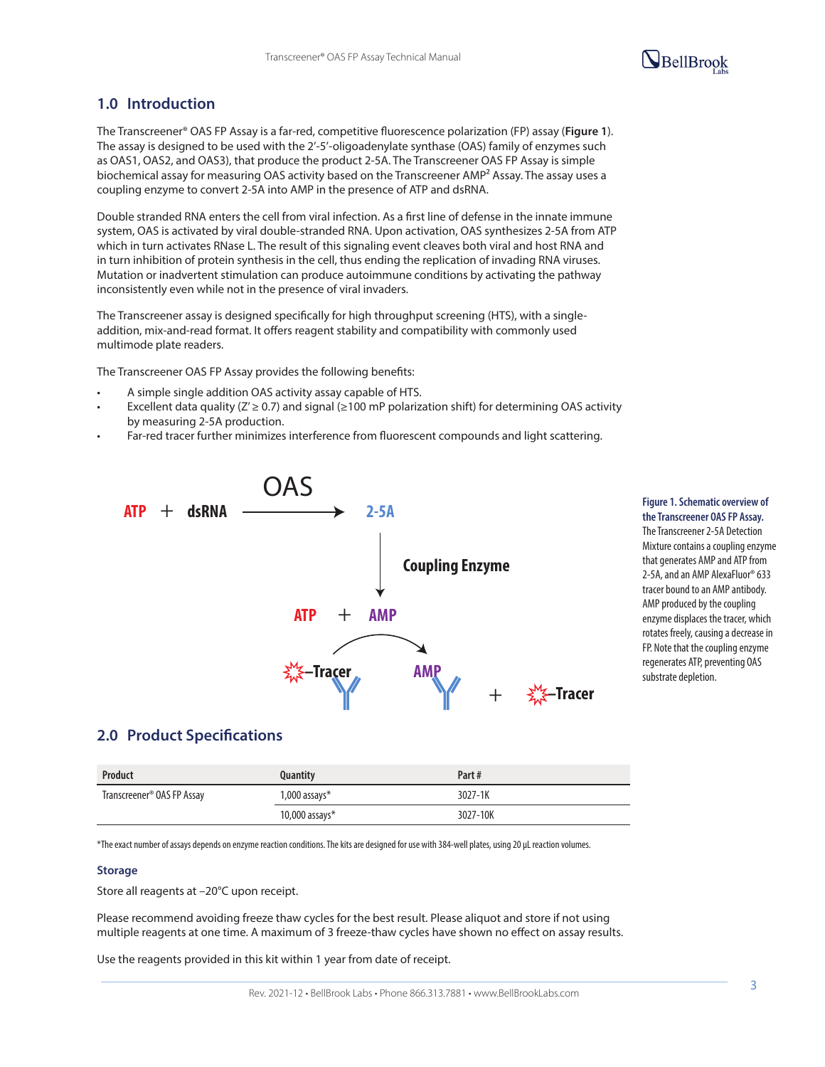## 1.0 Introduction

The Transcreener® OAS FP Assay is a far-red, competitive fluorescence polarization (FP) assay (**Figure 1**). The assay is designed to be used with the 2′-5′-oligoadenylate synthase (OAS) family of enzymes such as OAS1, OAS2, and OAS3), that produce the product 2-5A. The Transcreener OAS FP Assay is simple biochemical assay for measuring OAS activity based on the Transcreener AMP² Assay. The assay uses a coupling enzyme to convert 2-5A into AMP in the presence of ATP and dsRNA.

Double stranded RNA enters the cell from viral infection. As a first line of defense in the innate immune system, OAS is activated by viral double-stranded RNA. Upon activation, OAS synthesizes 2-5A from ATP which in turn activates RNase L. The result of this signaling event cleaves both viral and host RNA and in turn inhibition of protein synthesis in the cell, thus ending the replication of invading RNA viruses. Mutation or inadvertent stimulation can produce autoimmune conditions by activating the pathway inconsistently even while not in the presence of viral invaders.

The Transcreener assay is designed specifically for high throughput screening (HTS), with a single-addition, mix-and-read format. It offers reagent stability and compatibility with commonly used multimode plate readers.

The Transcreener OAS FP Assay provides the following benefits:

- A simple single addition OAS activity assay capable of HTS.
- Excellent data quality (Z′ ≥ 0.7) and signal (≥100 mP polarization shift) for determining OAS activity by measuring 2-5A production.
- Far-red tracer further minimizes interference from fluorescent compounds and light scattering.

**Figure 1. Schematic overview of the Transcreener OAS FP Assay.** The Transcreener 2-5A Detection Mixture contains a coupling enzyme that generates AMP and ATP from 2-5A, and an AMP AlexaFluor® 633 tracer bound to an AMP antibody. AMP produced by the coupling enzyme displaces the tracer, which rotates freely, causing a decrease in FP. Note that the coupling enzyme regenerates ATP, preventing OAS substrate depletion.

## 2.0 Product Specifications

| Product | Quantity | Part # |
|---|---|---|
| Transcreener® OAS FP Assay | 1,000 assays* | 3027-1K |
| | 10,000 assays* | 3027-10K |

*The exact number of assays depends on enzyme reaction conditions. The kits are designed for use with 384-well plates, using 20 µL reaction volumes.

### Storage

Store all reagents at –20°C upon receipt.

Please recommend avoiding freeze thaw cycles for the best result. Please aliquot and store if not using multiple reagents at one time. A maximum of 3 freeze-thaw cycles have shown no effect on assay results.

Use the reagents provided in this kit within 1 year from date of receipt.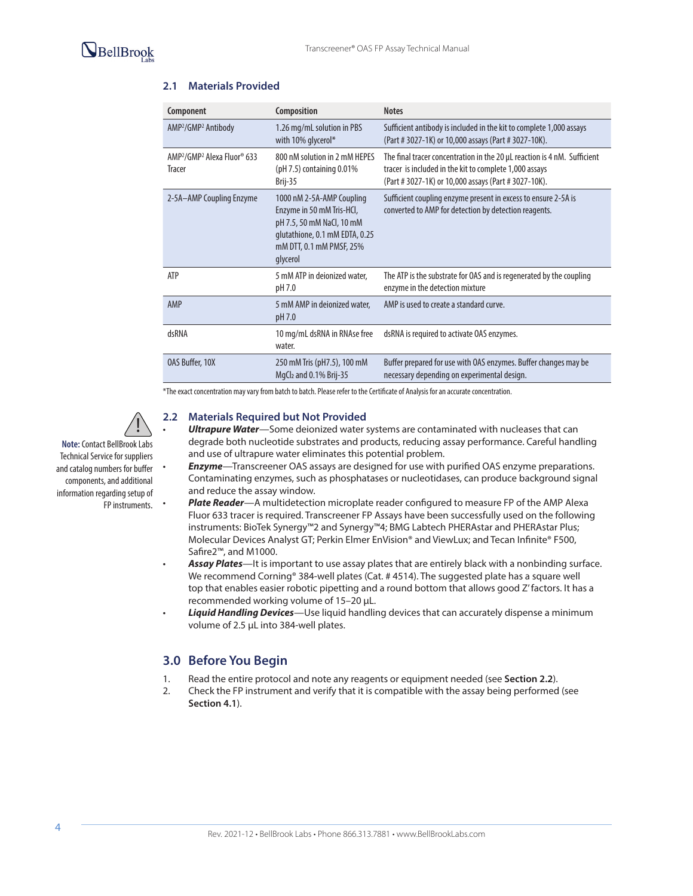## 2.1 Materials Provided

| Component | Composition | Notes |
|---|---|---|
| $AMP^2/GMP^2$ Antibody | 1.26 mg/mL solution in PBS with 10% glycerol* | Sufficient antibody is included in the kit to complete 1,000 assays (Part # 3027-1K) or 10,000 assays (Part # 3027-10K). |
| $AMP^2/GMP^2$ Alexa Fluor® 633 Tracer | 800 nM solution in 2 mM HEPES (pH 7.5) containing 0.01% Brij-35 | The final tracer concentration in the 20 µL reaction is 4 nM. Sufficient tracer is included in the kit to complete 1,000 assays (Part # 3027-1K) or 10,000 assays (Part # 3027-10K). |
| 2-5A–AMP Coupling Enzyme | 1000 nM 2-5A-AMP Coupling Enzyme in 50 mM Tris-HCl, pH 7.5, 50 mM NaCl, 10 mM glutathione, 0.1 mM EDTA, 0.25 mM DTT, 0.1 mM PMSF, 25% glycerol | Sufficient coupling enzyme present in excess to ensure 2-5A is converted to AMP for detection by detection reagents. |
| ATP | 5 mM ATP in deionized water, pH 7.0 | The ATP is the substrate for OAS and is regenerated by the coupling enzyme in the detection mixture |
| AMP | 5 mM AMP in deionized water, pH 7.0 | AMP is used to create a standard curve. |
| dsRNA | 10 mg/mL dsRNA in RNAse free water. | dsRNA is required to activate OAS enzymes. |
| OAS Buffer, 10X | 250 mM Tris (pH7.5), 100 mM $MgCl_2$ and 0.1% Brij-35 | Buffer prepared for use with OAS enzymes. Buffer changes may be necessary depending on experimental design. |

*The exact concentration may vary from batch to batch. Please refer to the Certificate of Analysis for an accurate concentration.

## 2.2 Materials Required but Not Provided

**Note:** Contact BellBrook Labs Technical Service for suppliers and catalog numbers for buffer components, and additional information regarding setup of FP instruments.

- ***Ultrapure Water***—Some deionized water systems are contaminated with nucleases that can degrade both nucleotide substrates and products, reducing assay performance. Careful handling and use of ultrapure water eliminates this potential problem.
- ***Enzyme***—Transcreener OAS assays are designed for use with purified OAS enzyme preparations. Contaminating enzymes, such as phosphatases or nucleotidases, can produce background signal and reduce the assay window.
- ***Plate Reader***—A multidetection microplate reader configured to measure FP of the AMP Alexa Fluor 633 tracer is required. Transcreener FP Assays have been successfully used on the following instruments: BioTek Synergy™2 and Synergy™4; BMG Labtech PHERAstar and PHERAstar Plus; Molecular Devices Analyst GT; Perkin Elmer EnVision® and ViewLux; and Tecan Infinite® F500, Safire2™, and M1000.
- ***Assay Plates***—It is important to use assay plates that are entirely black with a nonbinding surface. We recommend Corning® 384-well plates (Cat. # 4514). The suggested plate has a square well top that enables easier robotic pipetting and a round bottom that allows good Z′ factors. It has a recommended working volume of 15–20 µL.
- ***Liquid Handling Devices***—Use liquid handling devices that can accurately dispense a minimum volume of 2.5 µL into 384-well plates.

## 3.0 Before You Begin

1. Read the entire protocol and note any reagents or equipment needed (see **Section 2.2**).
2. Check the FP instrument and verify that it is compatible with the assay being performed (see **Section 4.1**).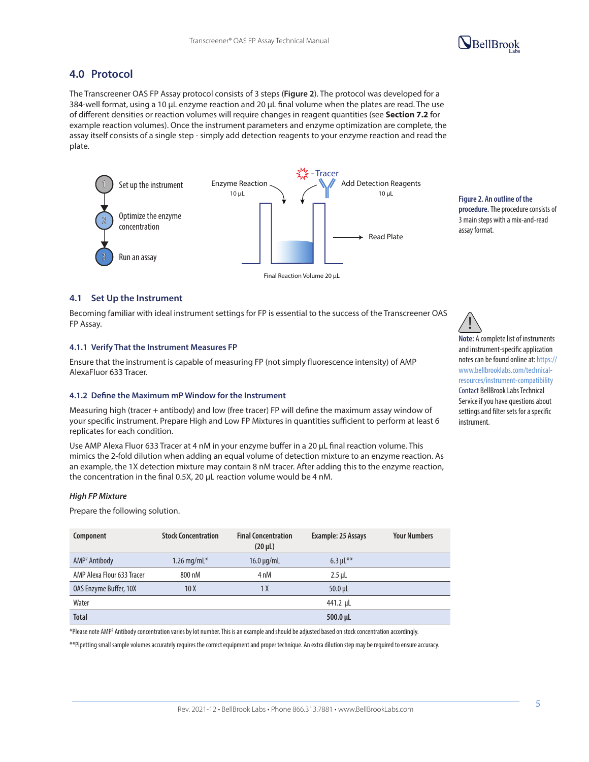## 4.0 Protocol

The Transcreener OAS FP Assay protocol consists of 3 steps (**Figure 2**). The protocol was developed for a 384-well format, using a 10 µL enzyme reaction and 20 µL final volume when the plates are read. The use of different densities or reaction volumes will require changes in reagent quantities (see **Section 7.2** for example reaction volumes). Once the instrument parameters and enzyme optimization are complete, the assay itself consists of a single step - simply add detection reagents to your enzyme reaction and read the plate.

1. Set up the instrument
2. Optimize the enzyme concentration
3. Run an assay

Enzyme Reaction 10 µL — Tracer — Add Detection Reagents 10 µL — Read Plate — Final Reaction Volume 20 µL

**Figure 2. An outline of the procedure.** The procedure consists of 3 main steps with a mix-and-read assay format.

### 4.1 Set Up the Instrument

Becoming familiar with ideal instrument settings for FP is essential to the success of the Transcreener OAS FP Assay.

**Note:** A complete list of instruments and instrument-specific application notes can be found online at: https://www.bellbrooklabs.com/technical-resources/instrument-compatibility Contact BellBrook Labs Technical Service if you have questions about settings and filter sets for a specific instrument.

#### 4.1.1 Verify That the Instrument Measures FP

Ensure that the instrument is capable of measuring FP (not simply fluorescence intensity) of AMP AlexaFluor 633 Tracer.

#### 4.1.2 Define the Maximum mP Window for the Instrument

Measuring high (tracer + antibody) and low (free tracer) FP will define the maximum assay window of your specific instrument. Prepare High and Low FP Mixtures in quantities sufficient to perform at least 6 replicates for each condition.

Use AMP Alexa Fluor 633 Tracer at 4 nM in your enzyme buffer in a 20 µL final reaction volume. This mimics the 2-fold dilution when adding an equal volume of detection mixture to an enzyme reaction. As an example, the 1X detection mixture may contain 8 nM tracer. After adding this to the enzyme reaction, the concentration in the final 0.5X, 20 µL reaction volume would be 4 nM.

***High FP Mixture***

Prepare the following solution.

| Component | Stock Concentration | Final Concentration (20 µL) | Example: 25 Assays | Your Numbers |
|---|---|---|---|---|
| AMP² Antibody | 1.26 mg/mL* | 16.0 µg/mL | 6.3 µL** | |
| AMP Alexa Flour 633 Tracer | 800 nM | 4 nM | 2.5 µL | |
| OAS Enzyme Buffer, 10X | 10 X | 1 X | 50.0 µL | |
| Water | | | 441.2 µL | |
| **Total** | | | **500.0 µL** | |

*Please note AMP² Antibody concentration varies by lot number. This is an example and should be adjusted based on stock concentration accordingly.

**Pipetting small sample volumes accurately requires the correct equipment and proper technique. An extra dilution step may be required to ensure accuracy.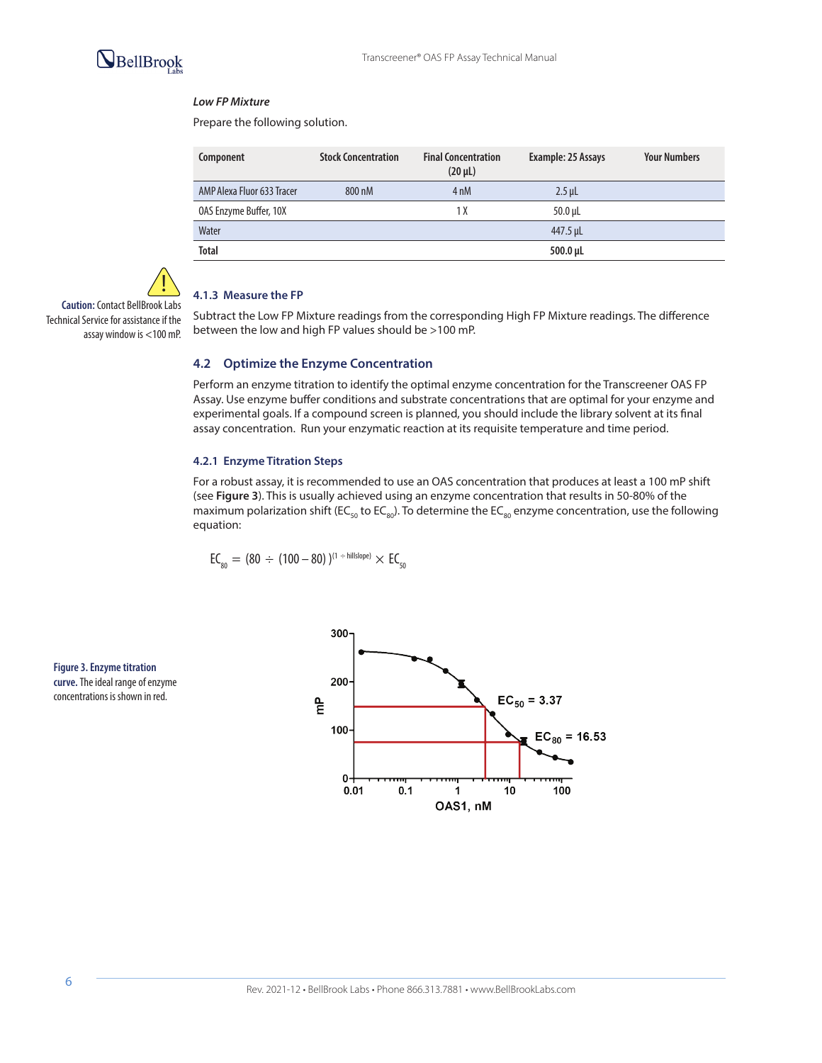*Low FP Mixture*

Prepare the following solution.

| Component | Stock Concentration | Final Concentration (20 µL) | Example: 25 Assays | Your Numbers |
|---|---|---|---|---|
| AMP Alexa Fluor 633 Tracer | 800 nM | 4 nM | 2.5 µL | |
| OAS Enzyme Buffer, 10X | | 1 X | 50.0 µL | |
| Water | | | 447.5 µL | |
| **Total** | | | **500.0 µL** | |

**Caution:** Contact BellBrook Labs Technical Service for assistance if the assay window is <100 mP.

### 4.1.3 Measure the FP

Subtract the Low FP Mixture readings from the corresponding High FP Mixture readings. The difference between the low and high FP values should be >100 mP.

## 4.2 Optimize the Enzyme Concentration

Perform an enzyme titration to identify the optimal enzyme concentration for the Transcreener OAS FP Assay. Use enzyme buffer conditions and substrate concentrations that are optimal for your enzyme and experimental goals. If a compound screen is planned, you should include the library solvent at its final assay concentration. Run your enzymatic reaction at its requisite temperature and time period.

### 4.2.1 Enzyme Titration Steps

For a robust assay, it is recommended to use an OAS concentration that produces at least a 100 mP shift (see **Figure 3**). This is usually achieved using an enzyme concentration that results in 50-80% of the maximum polarization shift ($EC_{50}$ to $EC_{80}$). To determine the $EC_{80}$ enzyme concentration, use the following equation:

$$EC_{80} = (80 \div (100 - 80))^{(1 \div \text{hillslope})} \times EC_{50}$$

**Figure 3. Enzyme titration curve.** The ideal range of enzyme concentrations is shown in red.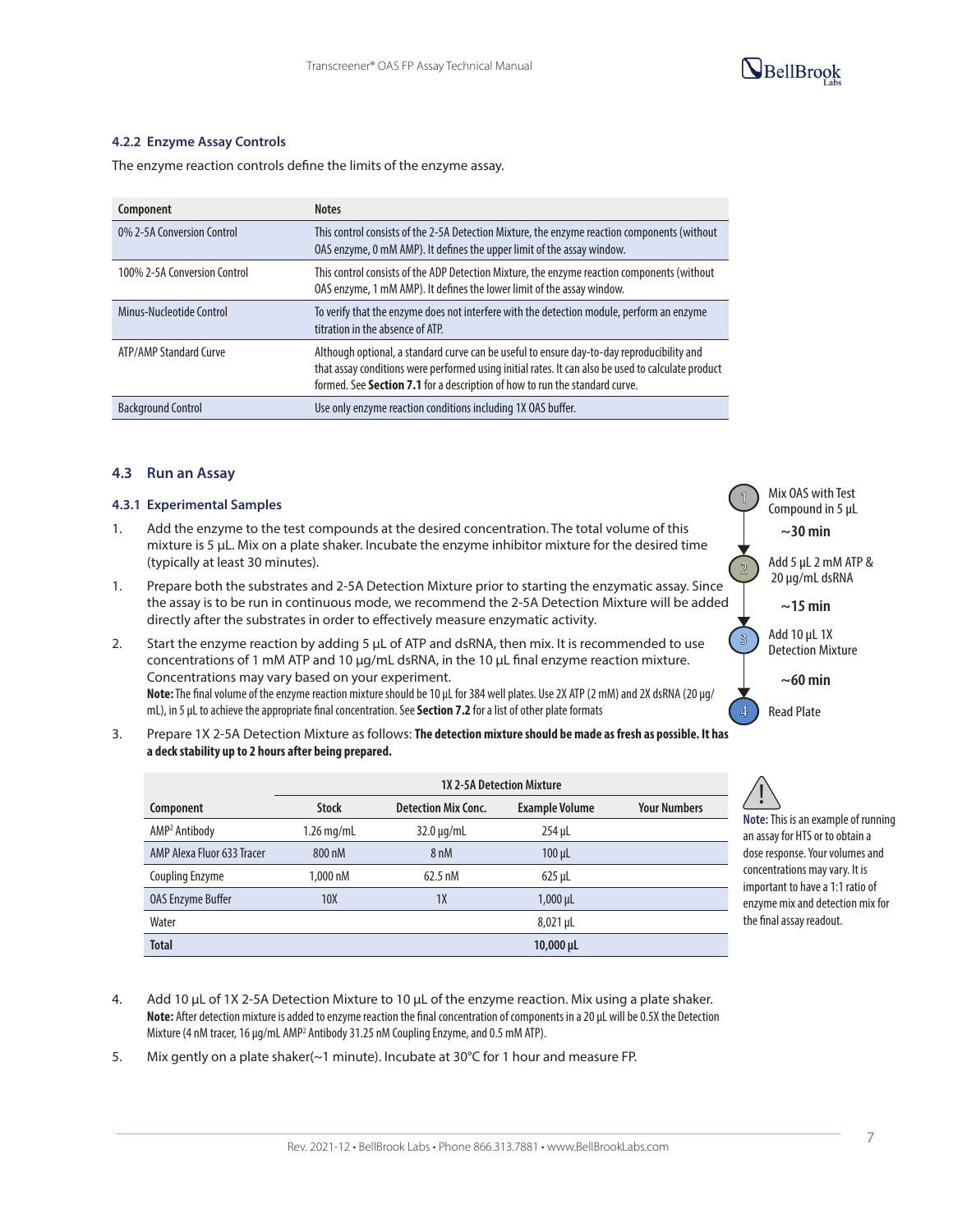### 4.2.2 Enzyme Assay Controls

The enzyme reaction controls define the limits of the enzyme assay.

| Component | Notes |
|---|---|
| 0% 2-5A Conversion Control | This control consists of the 2-5A Detection Mixture, the enzyme reaction components (without OAS enzyme, 0 mM AMP). It defines the upper limit of the assay window. |
| 100% 2-5A Conversion Control | This control consists of the ADP Detection Mixture, the enzyme reaction components (without OAS enzyme, 1 mM AMP). It defines the lower limit of the assay window. |
| Minus-Nucleotide Control | To verify that the enzyme does not interfere with the detection module, perform an enzyme titration in the absence of ATP. |
| ATP/AMP Standard Curve | Although optional, a standard curve can be useful to ensure day-to-day reproducibility and that assay conditions were performed using initial rates. It can also be used to calculate product formed. See **Section 7.1** for a description of how to run the standard curve. |
| Background Control | Use only enzyme reaction conditions including 1X OAS buffer. |

## 4.3 Run an Assay

### 4.3.1 Experimental Samples

1. Mix OAS with Test Compound in 5 µL
   ~30 min
2. Add 5 µL 2 mM ATP & 20 µg/mL dsRNA
   ~15 min
3. Add 10 µL 1X Detection Mixture
   ~60 min
4. Read Plate

1. Add the enzyme to the test compounds at the desired concentration. The total volume of this mixture is 5 µL. Mix on a plate shaker. Incubate the enzyme inhibitor mixture for the desired time (typically at least 30 minutes).
1. Prepare both the substrates and 2-5A Detection Mixture prior to starting the enzymatic assay. Since the assay is to be run in continuous mode, we recommend the 2-5A Detection Mixture will be added directly after the substrates in order to effectively measure enzymatic activity.
2. Start the enzyme reaction by adding 5 µL of ATP and dsRNA, then mix. It is recommended to use concentrations of 1 mM ATP and 10 µg/mL dsRNA, in the 10 µL final enzyme reaction mixture. Concentrations may vary based on your experiment.
   **Note:** The final volume of the enzyme reaction mixture should be 10 µL for 384 well plates. Use 2X ATP (2 mM) and 2X dsRNA (20 µg/mL), in 5 µL to achieve the appropriate final concentration. See **Section 7.2** for a list of other plate formats
3. Prepare 1X 2-5A Detection Mixture as follows: **The detection mixture should be made as fresh as possible. It has a deck stability up to 2 hours after being prepared.**

| | 1X 2-5A Detection Mixture | | | |
|---|---|---|---|---|
| **Component** | **Stock** | **Detection Mix Conc.** | **Example Volume** | **Your Numbers** |
| AMP[2] Antibody | 1.26 mg/mL | 32.0 µg/mL | 254 µL | |
| AMP Alexa Fluor 633 Tracer | 800 nM | 8 nM | 100 µL | |
| Coupling Enzyme | 1,000 nM | 62.5 nM | 625 µL | |
| OAS Enzyme Buffer | 10X | 1X | 1,000 µL | |
| Water | | | 8,021 µL | |
| **Total** | | | **10,000 µL** | |

**Note:** This is an example of running an assay for HTS or to obtain a dose response. Your volumes and concentrations may vary. It is important to have a 1:1 ratio of enzyme mix and detection mix for the final assay readout.

4. Add 10 µL of 1X 2-5A Detection Mixture to 10 µL of the enzyme reaction. Mix using a plate shaker.
   **Note:** After detection mixture is added to enzyme reaction the final concentration of components in a 20 µL will be 0.5X the Detection Mixture (4 nM tracer, 16 µg/mL AMP[2] Antibody 31.25 nM Coupling Enzyme, and 0.5 mM ATP).
5. Mix gently on a plate shaker(~1 minute). Incubate at 30°C for 1 hour and measure FP.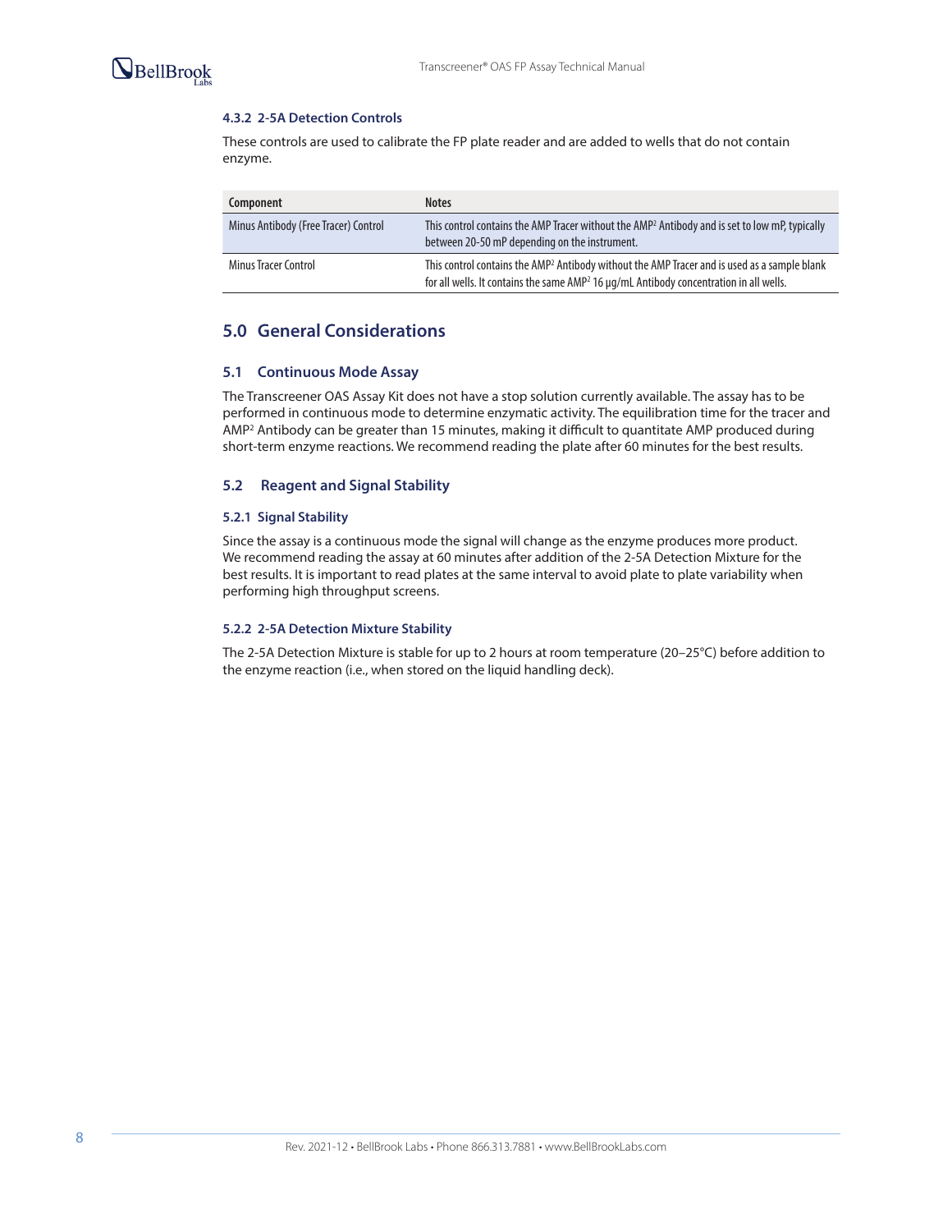#### 4.3.2 2-5A Detection Controls

These controls are used to calibrate the FP plate reader and are added to wells that do not contain enzyme.

| Component | Notes |
|---|---|
| Minus Antibody (Free Tracer) Control | This control contains the AMP Tracer without the AMP$^2$ Antibody and is set to low mP, typically between 20-50 mP depending on the instrument. |
| Minus Tracer Control | This control contains the AMP$^2$ Antibody without the AMP Tracer and is used as a sample blank for all wells. It contains the same AMP$^2$ 16 µg/mL Antibody concentration in all wells. |

## 5.0 General Considerations

### 5.1 Continuous Mode Assay

The Transcreener OAS Assay Kit does not have a stop solution currently available. The assay has to be performed in continuous mode to determine enzymatic activity. The equilibration time for the tracer and AMP$^2$ Antibody can be greater than 15 minutes, making it difficult to quantitate AMP produced during short-term enzyme reactions. We recommend reading the plate after 60 minutes for the best results.

### 5.2 Reagent and Signal Stability

#### 5.2.1 Signal Stability

Since the assay is a continuous mode the signal will change as the enzyme produces more product. We recommend reading the assay at 60 minutes after addition of the 2-5A Detection Mixture for the best results. It is important to read plates at the same interval to avoid plate to plate variability when performing high throughput screens.

#### 5.2.2 2-5A Detection Mixture Stability

The 2-5A Detection Mixture is stable for up to 2 hours at room temperature (20–25°C) before addition to the enzyme reaction (i.e., when stored on the liquid handling deck).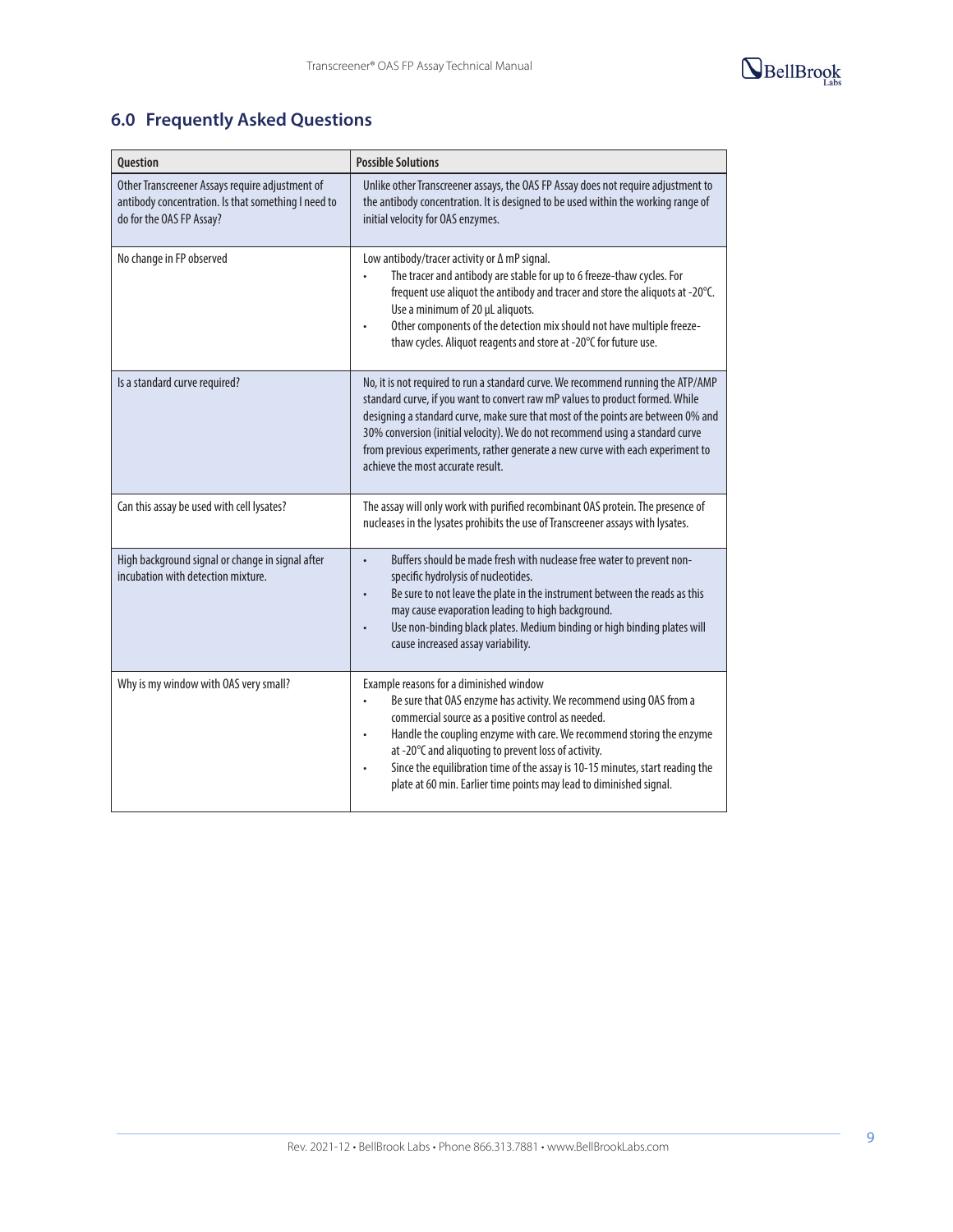## 6.0 Frequently Asked Questions

| Question | Possible Solutions |
|---|---|
| Other Transcreener Assays require adjustment of antibody concentration. Is that something I need to do for the OAS FP Assay? | Unlike other Transcreener assays, the OAS FP Assay does not require adjustment to the antibody concentration. It is designed to be used within the working range of initial velocity for OAS enzymes. |
| No change in FP observed | Low antibody/tracer activity or Δ mP signal.<br>• The tracer and antibody are stable for up to 6 freeze-thaw cycles. For frequent use aliquot the antibody and tracer and store the aliquots at -20°C. Use a minimum of 20 µL aliquots.<br>• Other components of the detection mix should not have multiple freeze-thaw cycles. Aliquot reagents and store at -20°C for future use. |
| Is a standard curve required? | No, it is not required to run a standard curve. We recommend running the ATP/AMP standard curve, if you want to convert raw mP values to product formed. While designing a standard curve, make sure that most of the points are between 0% and 30% conversion (initial velocity). We do not recommend using a standard curve from previous experiments, rather generate a new curve with each experiment to achieve the most accurate result. |
| Can this assay be used with cell lysates? | The assay will only work with purified recombinant OAS protein. The presence of nucleases in the lysates prohibits the use of Transcreener assays with lysates. |
| High background signal or change in signal after incubation with detection mixture. | • Buffers should be made fresh with nuclease free water to prevent non-specific hydrolysis of nucleotides.<br>• Be sure to not leave the plate in the instrument between the reads as this may cause evaporation leading to high background.<br>• Use non-binding black plates. Medium binding or high binding plates will cause increased assay variability. |
| Why is my window with OAS very small? | Example reasons for a diminished window<br>• Be sure that OAS enzyme has activity. We recommend using OAS from a commercial source as a positive control as needed.<br>• Handle the coupling enzyme with care. We recommend storing the enzyme at -20°C and aliquoting to prevent loss of activity.<br>• Since the equilibration time of the assay is 10-15 minutes, start reading the plate at 60 min. Earlier time points may lead to diminished signal. |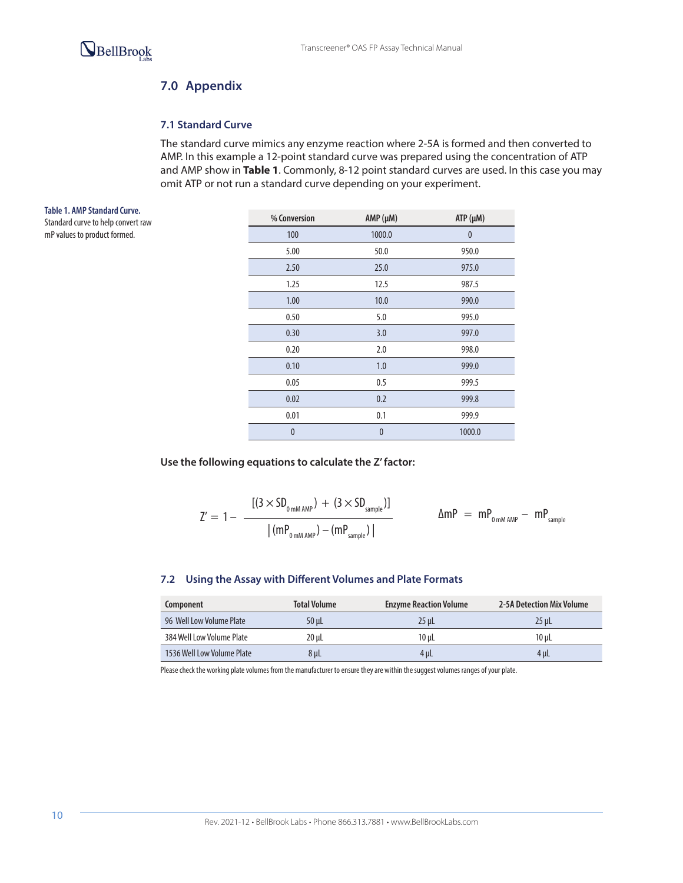## 7.0 Appendix

### 7.1 Standard Curve

The standard curve mimics any enzyme reaction where 2-5A is formed and then converted to AMP. In this example a 12-point standard curve was prepared using the concentration of ATP and AMP show in **Table 1**. Commonly, 8-12 point standard curves are used. In this case you may omit ATP or not run a standard curve depending on your experiment.

**Table 1. AMP Standard Curve.**
Standard curve to help convert raw mP values to product formed.

| % Conversion | AMP (µM) | ATP (µM) |
|---|---|---|
| 100 | 1000.0 | 0 |
| 5.00 | 50.0 | 950.0 |
| 2.50 | 25.0 | 975.0 |
| 1.25 | 12.5 | 987.5 |
| 1.00 | 10.0 | 990.0 |
| 0.50 | 5.0 | 995.0 |
| 0.30 | 3.0 | 997.0 |
| 0.20 | 2.0 | 998.0 |
| 0.10 | 1.0 | 999.0 |
| 0.05 | 0.5 | 999.5 |
| 0.02 | 0.2 | 999.8 |
| 0.01 | 0.1 | 999.9 |
| 0 | 0 | 1000.0 |

**Use the following equations to calculate the Z′ factor:**

$$Z' = 1 - \frac{[(3 \times SD_{0\,mM\,AMP}) + (3 \times SD_{sample})]}{|(mP_{0\,mM\,AMP}) - (mP_{sample})|}$$

$$\Delta mP = mP_{0\,mM\,AMP} - mP_{sample}$$

### 7.2 Using the Assay with Different Volumes and Plate Formats

| Component | Total Volume | Enzyme Reaction Volume | 2-5A Detection Mix Volume |
|---|---|---|---|
| 96 Well Low Volume Plate | 50 µL | 25 µL | 25 µL |
| 384 Well Low Volume Plate | 20 µL | 10 µL | 10 µL |
| 1536 Well Low Volume Plate | 8 µL | 4 µL | 4 µL |

Please check the working plate volumes from the manufacturer to ensure they are within the suggest volumes ranges of your plate.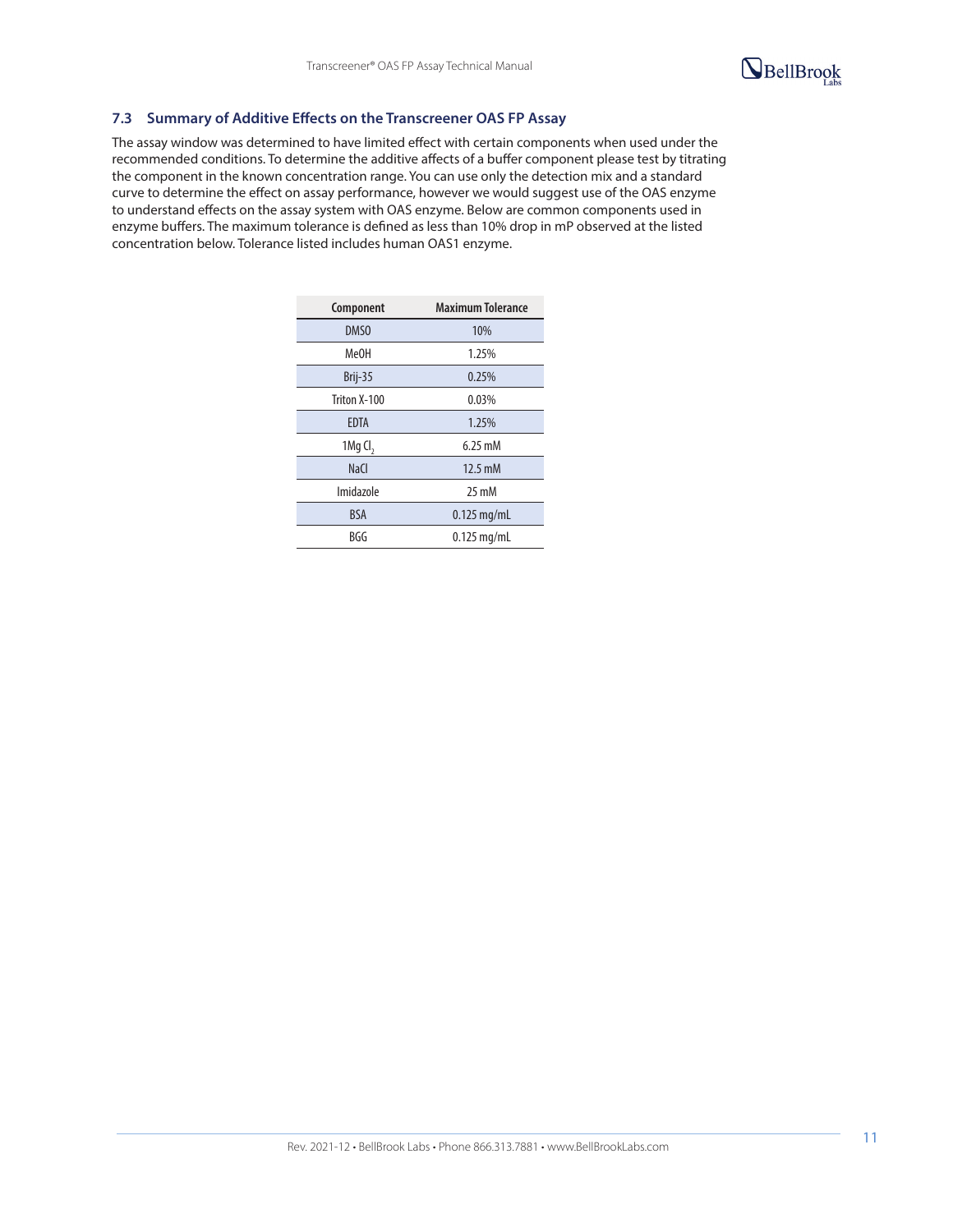### 7.3 Summary of Additive Effects on the Transcreener OAS FP Assay

The assay window was determined to have limited effect with certain components when used under the recommended conditions. To determine the additive affects of a buffer component please test by titrating the component in the known concentration range. You can use only the detection mix and a standard curve to determine the effect on assay performance, however we would suggest use of the OAS enzyme to understand effects on the assay system with OAS enzyme. Below are common components used in enzyme buffers. The maximum tolerance is defined as less than 10% drop in mP observed at the listed concentration below. Tolerance listed includes human OAS1 enzyme.

| Component | Maximum Tolerance |
| --- | --- |
| DMSO | 10% |
| MeOH | 1.25% |
| Brij-35 | 0.25% |
| Triton X-100 | 0.03% |
| EDTA | 1.25% |
| 1Mg $Cl_2$ | 6.25 mM |
| NaCl | 12.5 mM |
| Imidazole | 25 mM |
| BSA | 0.125 mg/mL |
| BGG | 0.125 mg/mL |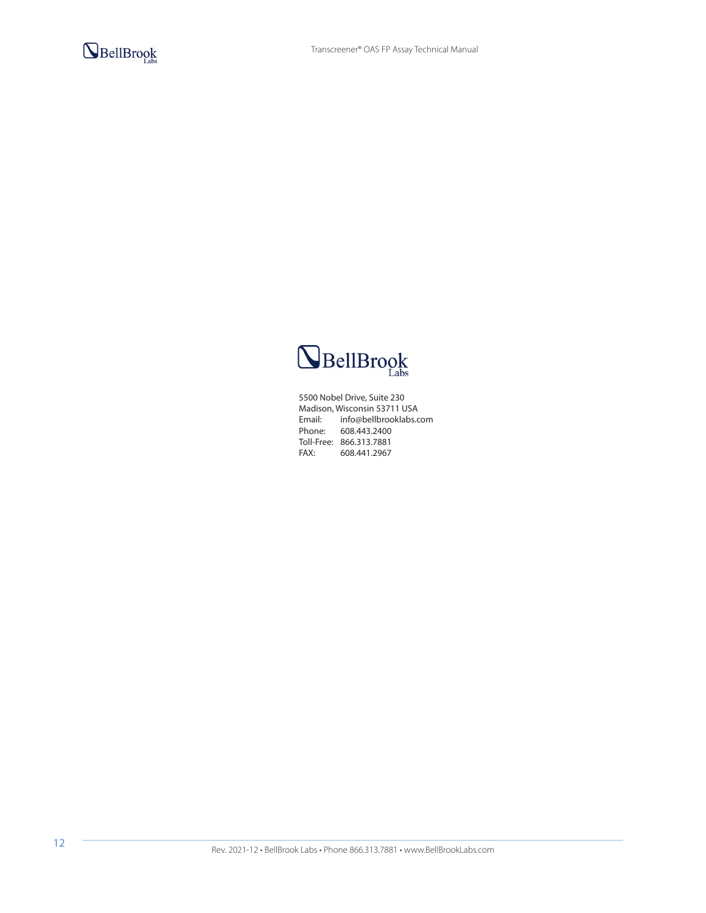BellBrook Labs

5500 Nobel Drive, Suite 230
Madison, Wisconsin 53711 USA
Email: info@bellbrooklabs.com
Phone: 608.443.2400
Toll-Free: 866.313.7881
FAX: 608.441.2967